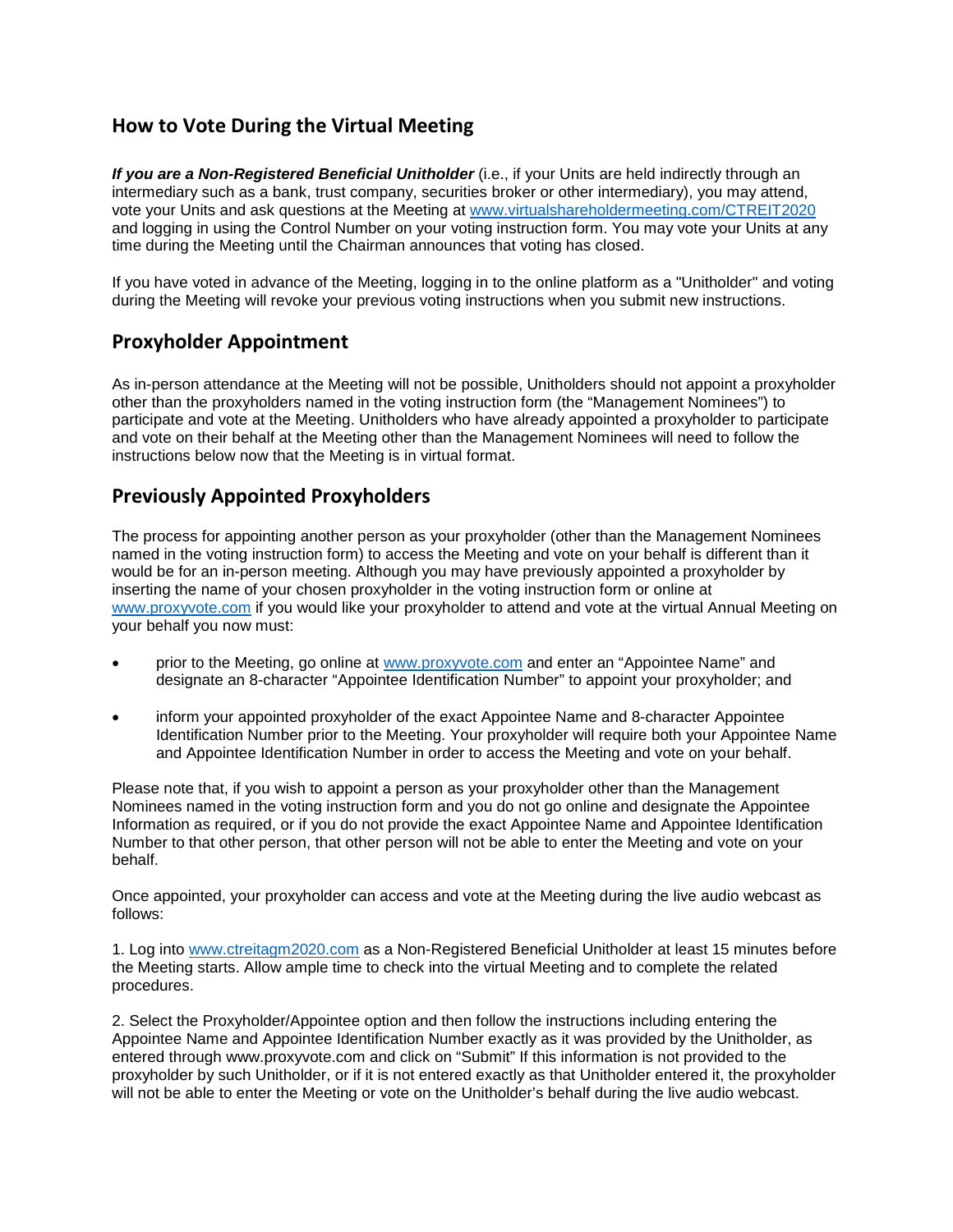## How to Vote During the Virtual Meeting

***If you are a Non-Registered Beneficial Unitholder*** (i.e., if your Units are held indirectly through an intermediary such as a bank, trust company, securities broker or other intermediary), you may attend, vote your Units and ask questions at the Meeting at www.virtualshareholdermeeting.com/CTREIT2020 and logging in using the Control Number on your voting instruction form. You may vote your Units at any time during the Meeting until the Chairman announces that voting has closed.

If you have voted in advance of the Meeting, logging in to the online platform as a "Unitholder" and voting during the Meeting will revoke your previous voting instructions when you submit new instructions.

## Proxyholder Appointment

As in-person attendance at the Meeting will not be possible, Unitholders should not appoint a proxyholder other than the proxyholders named in the voting instruction form (the "Management Nominees") to participate and vote at the Meeting. Unitholders who have already appointed a proxyholder to participate and vote on their behalf at the Meeting other than the Management Nominees will need to follow the instructions below now that the Meeting is in virtual format.

## Previously Appointed Proxyholders

The process for appointing another person as your proxyholder (other than the Management Nominees named in the voting instruction form) to access the Meeting and vote on your behalf is different than it would be for an in-person meeting. Although you may have previously appointed a proxyholder by inserting the name of your chosen proxyholder in the voting instruction form or online at www.proxyvote.com if you would like your proxyholder to attend and vote at the virtual Annual Meeting on your behalf you now must:

- prior to the Meeting, go online at www.proxyvote.com and enter an "Appointee Name" and designate an 8-character "Appointee Identification Number" to appoint your proxyholder; and
- inform your appointed proxyholder of the exact Appointee Name and 8-character Appointee Identification Number prior to the Meeting. Your proxyholder will require both your Appointee Name and Appointee Identification Number in order to access the Meeting and vote on your behalf.

Please note that, if you wish to appoint a person as your proxyholder other than the Management Nominees named in the voting instruction form and you do not go online and designate the Appointee Information as required, or if you do not provide the exact Appointee Name and Appointee Identification Number to that other person, that other person will not be able to enter the Meeting and vote on your behalf.

Once appointed, your proxyholder can access and vote at the Meeting during the live audio webcast as follows:

1. Log into www.ctreitagm2020.com as a Non-Registered Beneficial Unitholder at least 15 minutes before the Meeting starts. Allow ample time to check into the virtual Meeting and to complete the related procedures.

2. Select the Proxyholder/Appointee option and then follow the instructions including entering the Appointee Name and Appointee Identification Number exactly as it was provided by the Unitholder, as entered through www.proxyvote.com and click on "Submit" If this information is not provided to the proxyholder by such Unitholder, or if it is not entered exactly as that Unitholder entered it, the proxyholder will not be able to enter the Meeting or vote on the Unitholder's behalf during the live audio webcast.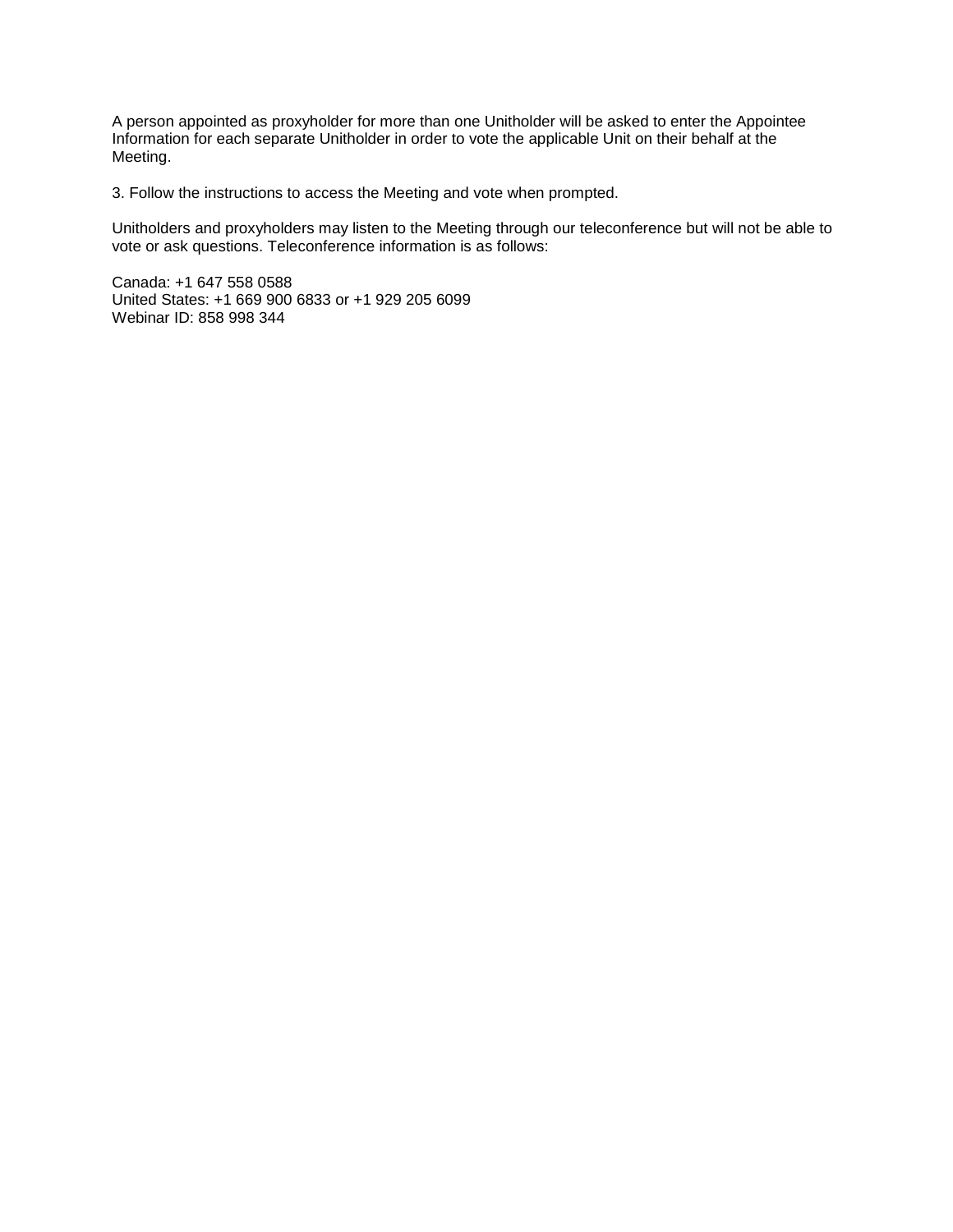A person appointed as proxyholder for more than one Unitholder will be asked to enter the Appointee Information for each separate Unitholder in order to vote the applicable Unit on their behalf at the Meeting.

3. Follow the instructions to access the Meeting and vote when prompted.

Unitholders and proxyholders may listen to the Meeting through our teleconference but will not be able to vote or ask questions. Teleconference information is as follows:

Canada: +1 647 558 0588
United States: +1 669 900 6833 or +1 929 205 6099
Webinar ID: 858 998 344